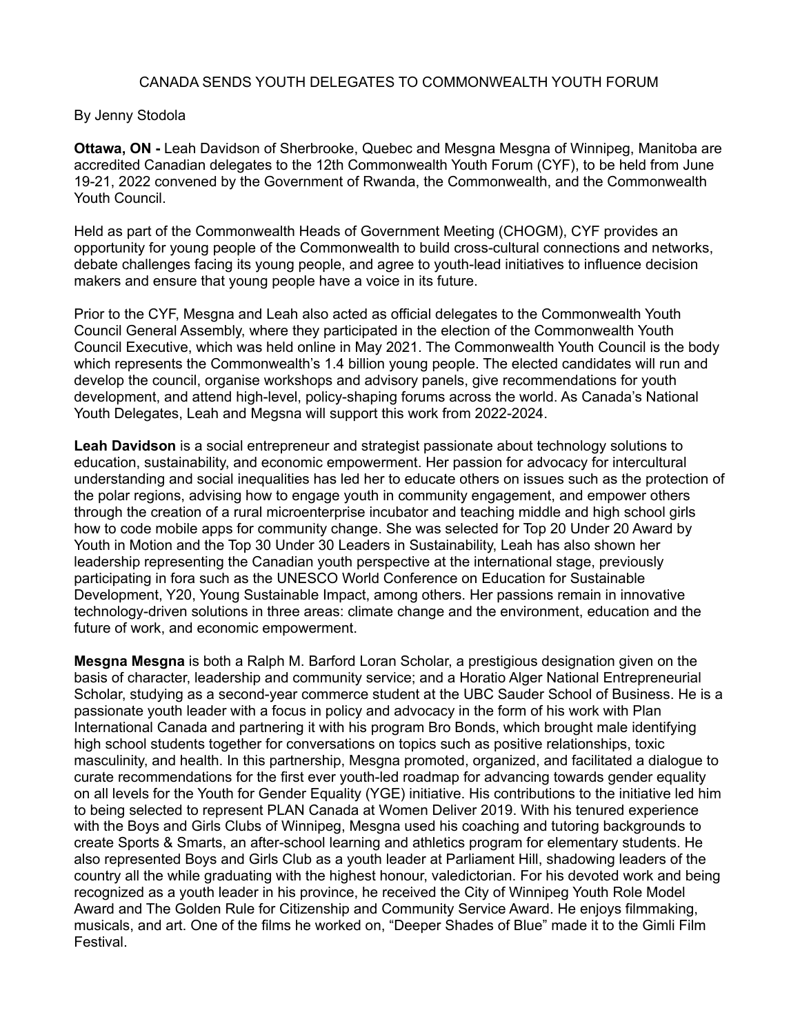# CANADA SENDS YOUTH DELEGATES TO COMMONWEALTH YOUTH FORUM

By Jenny Stodola

**Ottawa, ON -** Leah Davidson of Sherbrooke, Quebec and Mesgna Mesgna of Winnipeg, Manitoba are accredited Canadian delegates to the 12th Commonwealth Youth Forum (CYF), to be held from June 19-21, 2022 convened by the Government of Rwanda, the Commonwealth, and the Commonwealth Youth Council.

Held as part of the Commonwealth Heads of Government Meeting (CHOGM), CYF provides an opportunity for young people of the Commonwealth to build cross-cultural connections and networks, debate challenges facing its young people, and agree to youth-lead initiatives to influence decision makers and ensure that young people have a voice in its future.

Prior to the CYF, Mesgna and Leah also acted as official delegates to the Commonwealth Youth Council General Assembly, where they participated in the election of the Commonwealth Youth Council Executive, which was held online in May 2021. The Commonwealth Youth Council is the body which represents the Commonwealth's 1.4 billion young people. The elected candidates will run and develop the council, organise workshops and advisory panels, give recommendations for youth development, and attend high-level, policy-shaping forums across the world. As Canada's National Youth Delegates, Leah and Megsna will support this work from 2022-2024.

**Leah Davidson** is a social entrepreneur and strategist passionate about technology solutions to education, sustainability, and economic empowerment. Her passion for advocacy for intercultural understanding and social inequalities has led her to educate others on issues such as the protection of the polar regions, advising how to engage youth in community engagement, and empower others through the creation of a rural microenterprise incubator and teaching middle and high school girls how to code mobile apps for community change. She was selected for Top 20 Under 20 Award by Youth in Motion and the Top 30 Under 30 Leaders in Sustainability, Leah has also shown her leadership representing the Canadian youth perspective at the international stage, previously participating in fora such as the UNESCO World Conference on Education for Sustainable Development, Y20, Young Sustainable Impact, among others. Her passions remain in innovative technology-driven solutions in three areas: climate change and the environment, education and the future of work, and economic empowerment.

**Mesgna Mesgna** is both a Ralph M. Barford Loran Scholar, a prestigious designation given on the basis of character, leadership and community service; and a Horatio Alger National Entrepreneurial Scholar, studying as a second-year commerce student at the UBC Sauder School of Business. He is a passionate youth leader with a focus in policy and advocacy in the form of his work with Plan International Canada and partnering it with his program Bro Bonds, which brought male identifying high school students together for conversations on topics such as positive relationships, toxic masculinity, and health. In this partnership, Mesgna promoted, organized, and facilitated a dialogue to curate recommendations for the first ever youth-led roadmap for advancing towards gender equality on all levels for the Youth for Gender Equality (YGE) initiative. His contributions to the initiative led him to being selected to represent PLAN Canada at Women Deliver 2019. With his tenured experience with the Boys and Girls Clubs of Winnipeg, Mesgna used his coaching and tutoring backgrounds to create Sports & Smarts, an after-school learning and athletics program for elementary students. He also represented Boys and Girls Club as a youth leader at Parliament Hill, shadowing leaders of the country all the while graduating with the highest honour, valedictorian. For his devoted work and being recognized as a youth leader in his province, he received the City of Winnipeg Youth Role Model Award and The Golden Rule for Citizenship and Community Service Award. He enjoys filmmaking, musicals, and art. One of the films he worked on, "Deeper Shades of Blue" made it to the Gimli Film Festival.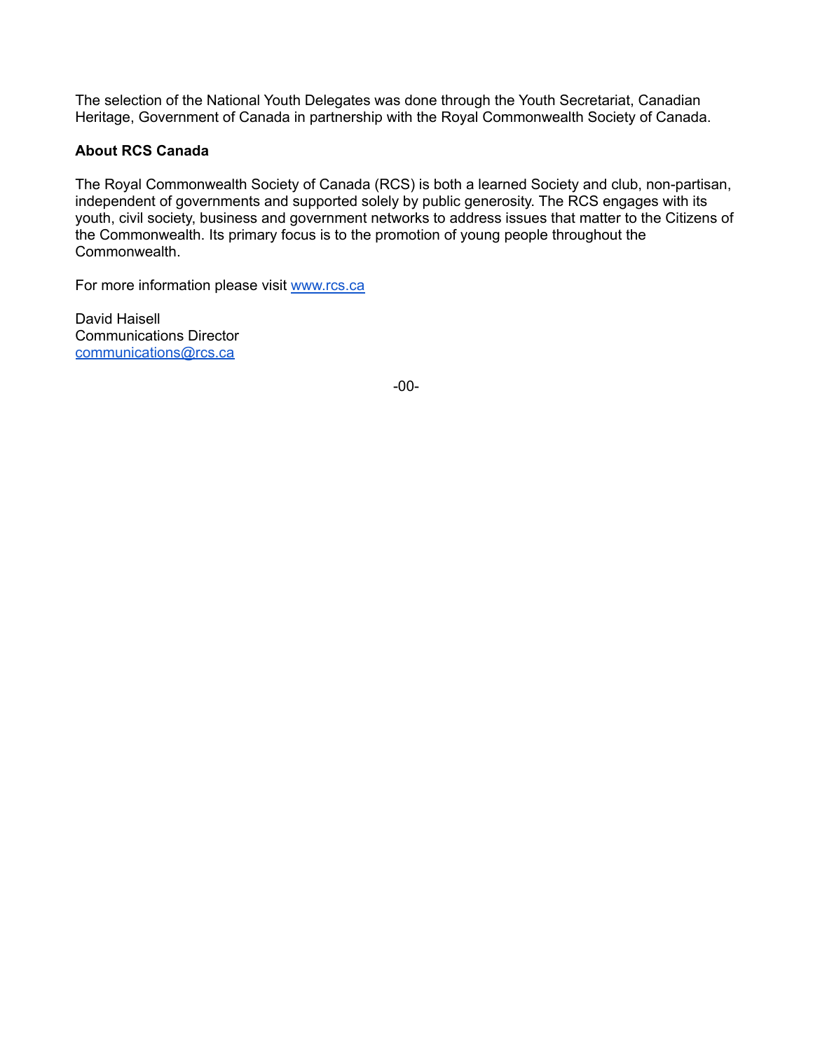The selection of the National Youth Delegates was done through the Youth Secretariat, Canadian Heritage, Government of Canada in partnership with the Royal Commonwealth Society of Canada.

**About RCS Canada**

The Royal Commonwealth Society of Canada (RCS) is both a learned Society and club, non-partisan, independent of governments and supported solely by public generosity. The RCS engages with its youth, civil society, business and government networks to address issues that matter to the Citizens of the Commonwealth. Its primary focus is to the promotion of young people throughout the Commonwealth.

For more information please visit [www.rcs.ca](http://www.rcs.ca)

David Haisell
Communications Director
[communications@rcs.ca](mailto:communications@rcs.ca)

-00-